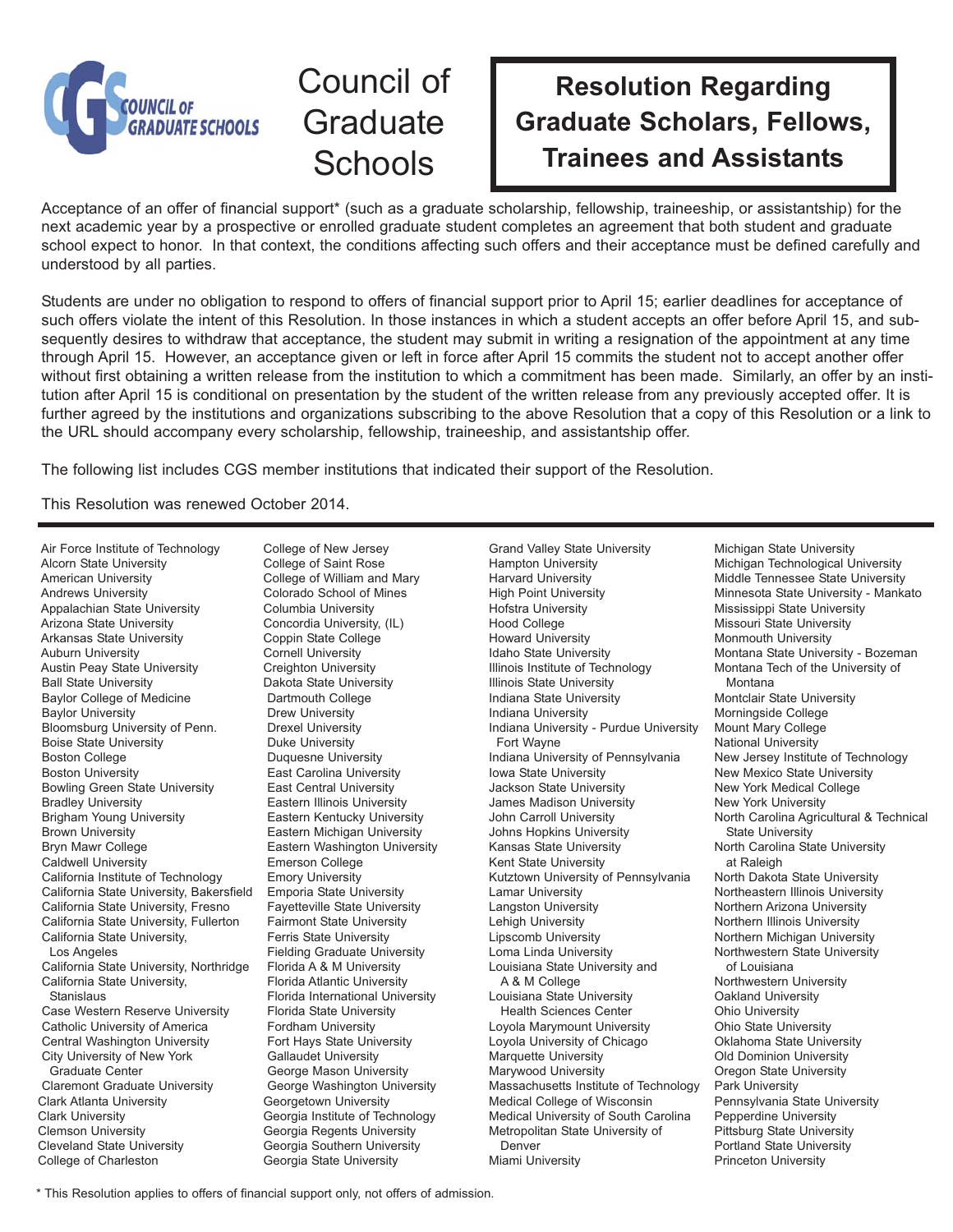COUNCIL OF GRADUATE SCHOOLS

# Council of Graduate Schools

## Resolution Regarding Graduate Scholars, Fellows, Trainees and Assistants

Acceptance of an offer of financial support* (such as a graduate scholarship, fellowship, traineeship, or assistantship) for the next academic year by a prospective or enrolled graduate student completes an agreement that both student and graduate school expect to honor. In that context, the conditions affecting such offers and their acceptance must be defined carefully and understood by all parties.

Students are under no obligation to respond to offers of financial support prior to April 15; earlier deadlines for acceptance of such offers violate the intent of this Resolution. In those instances in which a student accepts an offer before April 15, and subsequently desires to withdraw that acceptance, the student may submit in writing a resignation of the appointment at any time through April 15. However, an acceptance given or left in force after April 15 commits the student not to accept another offer without first obtaining a written release from the institution to which a commitment has been made. Similarly, an offer by an institution after April 15 is conditional on presentation by the student of the written release from any previously accepted offer. It is further agreed by the institutions and organizations subscribing to the above Resolution that a copy of this Resolution or a link to the URL should accompany every scholarship, fellowship, traineeship, and assistantship offer.

The following list includes CGS member institutions that indicated their support of the Resolution.

This Resolution was renewed October 2014.

---

Air Force Institute of Technology
Alcorn State University
American University
Andrews University
Appalachian State University
Arizona State University
Arkansas State University
Auburn University
Austin Peay State University
Ball State University
Baylor College of Medicine
Baylor University
Bloomsburg University of Penn.
Boise State University
Boston College
Boston University
Bowling Green State University
Bradley University
Brigham Young University
Brown University
Bryn Mawr College
Caldwell University
California Institute of Technology
California State University, Bakersfield
California State University, Fresno
California State University, Fullerton
California State University, Los Angeles
California State University, Northridge
California State University, Stanislaus
Case Western Reserve University
Catholic University of America
Central Washington University
City University of New York Graduate Center
Claremont Graduate University
Clark Atlanta University
Clark University
Clemson University
Cleveland State University
College of Charleston
College of New Jersey
College of Saint Rose
College of William and Mary
Colorado School of Mines
Columbia University
Concordia University, (IL)
Coppin State College
Cornell University
Creighton University
Dakota State University
Dartmouth College
Drew University
Drexel University
Duke University
Duquesne University
East Carolina University
East Central University
Eastern Illinois University
Eastern Kentucky University
Eastern Michigan University
Eastern Washington University
Emerson College
Emory University
Emporia State University
Fayetteville State University
Fairmont State University
Ferris State University
Fielding Graduate University
Florida A & M University
Florida Atlantic University
Florida International University
Florida State University
Fordham University
Fort Hays State University
Gallaudet University
George Mason University
George Washington University
Georgetown University
Georgia Institute of Technology
Georgia Regents University
Georgia Southern University
Georgia State University
Grand Valley State University
Hampton University
Harvard University
High Point University
Hofstra University
Hood College
Howard University
Idaho State University
Illinois Institute of Technology
Illinois State University
Indiana State University
Indiana University
Indiana University - Purdue University Fort Wayne
Indiana University of Pennsylvania
Iowa State University
Jackson State University
James Madison University
John Carroll University
Johns Hopkins University
Kansas State University
Kent State University
Kutztown University of Pennsylvania
Lamar University
Langston University
Lehigh University
Lipscomb University
Loma Linda University
Louisiana State University and A & M College
Louisiana State University Health Sciences Center
Loyola Marymount University
Loyola University of Chicago
Marquette University
Marywood University
Massachusetts Institute of Technology
Medical College of Wisconsin
Medical University of South Carolina
Metropolitan State University of Denver
Miami University
Michigan State University
Michigan Technological University
Middle Tennessee State University
Minnesota State University - Mankato
Mississippi State University
Missouri State University
Monmouth University
Montana State University - Bozeman
Montana Tech of the University of Montana
Montclair State University
Morningside College
Mount Mary College
National University
New Jersey Institute of Technology
New Mexico State University
New York Medical College
New York University
North Carolina Agricultural & Technical State University
North Carolina State University at Raleigh
North Dakota State University
Northeastern Illinois University
Northern Arizona University
Northern Illinois University
Northern Michigan University
Northwestern State University of Louisiana
Northwestern University
Oakland University
Ohio University
Ohio State University
Oklahoma State University
Old Dominion University
Oregon State University
Park University
Pennsylvania State University
Pepperdine University
Pittsburg State University
Portland State University
Princeton University

\* This Resolution applies to offers of financial support only, not offers of admission.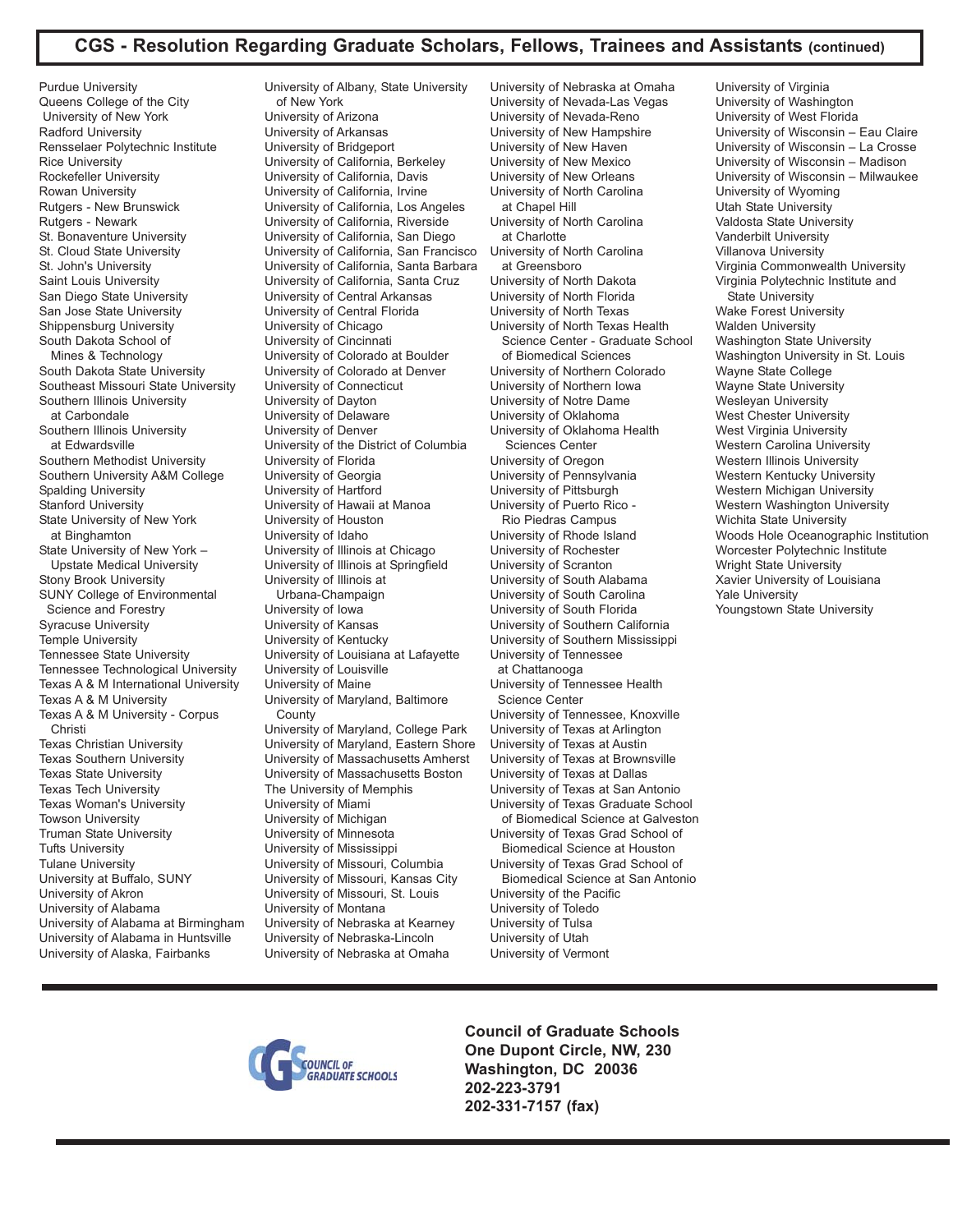## CGS - Resolution Regarding Graduate Scholars, Fellows, Trainees and Assistants (continued)

Purdue University
Queens College of the City University of New York
Radford University
Rensselaer Polytechnic Institute
Rice University
Rockefeller University
Rowan University
Rutgers - New Brunswick
Rutgers - Newark
St. Bonaventure University
St. Cloud State University
St. John's University
Saint Louis University
San Diego State University
San Jose State University
Shippensburg University
South Dakota School of Mines & Technology
South Dakota State University
Southeast Missouri State University
Southern Illinois University at Carbondale
Southern Illinois University at Edwardsville
Southern Methodist University
Southern University A&M College
Spalding University
Stanford University
State University of New York at Binghamton
State University of New York – Upstate Medical University
Stony Brook University
SUNY College of Environmental Science and Forestry
Syracuse University
Temple University
Tennessee State University
Tennessee Technological University
Texas A & M International University
Texas A & M University
Texas A & M University - Corpus Christi
Texas Christian University
Texas Southern University
Texas State University
Texas Tech University
Texas Woman's University
Towson University
Truman State University
Tufts University
Tulane University
University at Buffalo, SUNY
University of Akron
University of Alabama
University of Alabama at Birmingham
University of Alabama in Huntsville
University of Alaska, Fairbanks
University of Albany, State University of New York
University of Arizona
University of Arkansas
University of Bridgeport
University of California, Berkeley
University of California, Davis
University of California, Irvine
University of California, Los Angeles
University of California, Riverside
University of California, San Diego
University of California, San Francisco
University of California, Santa Barbara
University of California, Santa Cruz
University of Central Arkansas
University of Central Florida
University of Chicago
University of Cincinnati
University of Colorado at Boulder
University of Colorado at Denver
University of Connecticut
University of Dayton
University of Delaware
University of Denver
University of the District of Columbia
University of Florida
University of Georgia
University of Hartford
University of Hawaii at Manoa
University of Houston
University of Idaho
University of Illinois at Chicago
University of Illinois at Springfield
University of Illinois at Urbana-Champaign
University of Iowa
University of Kansas
University of Kentucky
University of Louisiana at Lafayette
University of Louisville
University of Maine
University of Maryland, Baltimore County
University of Maryland, College Park
University of Maryland, Eastern Shore
University of Massachusetts Amherst
University of Massachusetts Boston
The University of Memphis
University of Miami
University of Michigan
University of Minnesota
University of Mississippi
University of Missouri, Columbia
University of Missouri, Kansas City
University of Missouri, St. Louis
University of Montana
University of Nebraska at Kearney
University of Nebraska-Lincoln
University of Nebraska at Omaha
University of Nebraska at Omaha
University of Nevada-Las Vegas
University of Nevada-Reno
University of New Hampshire
University of New Haven
University of New Mexico
University of New Orleans
University of North Carolina at Chapel Hill
University of North Carolina at Charlotte
University of North Carolina at Greensboro
University of North Dakota
University of North Florida
University of North Texas
University of North Texas Health Science Center - Graduate School of Biomedical Sciences
University of Northern Colorado
University of Northern Iowa
University of Notre Dame
University of Oklahoma
University of Oklahoma Health Sciences Center
University of Oregon
University of Pennsylvania
University of Pittsburgh
University of Puerto Rico - Rio Piedras Campus
University of Rhode Island
University of Rochester
University of Scranton
University of South Alabama
University of South Carolina
University of South Florida
University of Southern California
University of Southern Mississippi
University of Tennessee at Chattanooga
University of Tennessee Health Science Center
University of Tennessee, Knoxville
University of Texas at Arlington
University of Texas at Austin
University of Texas at Brownsville
University of Texas at Dallas
University of Texas at San Antonio
University of Texas Graduate School of Biomedical Science at Galveston
University of Texas Grad School of Biomedical Science at Houston
University of Texas Grad School of Biomedical Science at San Antonio
University of the Pacific
University of Toledo
University of Tulsa
University of Utah
University of Vermont
University of Virginia
University of Washington
University of West Florida
University of Wisconsin – Eau Claire
University of Wisconsin – La Crosse
University of Wisconsin – Madison
University of Wisconsin – Milwaukee
University of Wyoming
Utah State University
Valdosta State University
Vanderbilt University
Villanova University
Virginia Commonwealth University
Virginia Polytechnic Institute and State University
Wake Forest University
Walden University
Washington State University
Washington University in St. Louis
Wayne State College
Wayne State University
Wesleyan University
West Chester University
West Virginia University
Western Carolina University
Western Illinois University
Western Kentucky University
Western Michigan University
Western Washington University
Wichita State University
Woods Hole Oceanographic Institution
Worcester Polytechnic Institute
Wright State University
Xavier University of Louisiana
Yale University
Youngstown State University

CGS COUNCIL OF GRADUATE SCHOOLS

**Council of Graduate Schools**
**One Dupont Circle, NW, 230**
**Washington, DC 20036**
**202-223-3791**
**202-331-7157 (fax)**